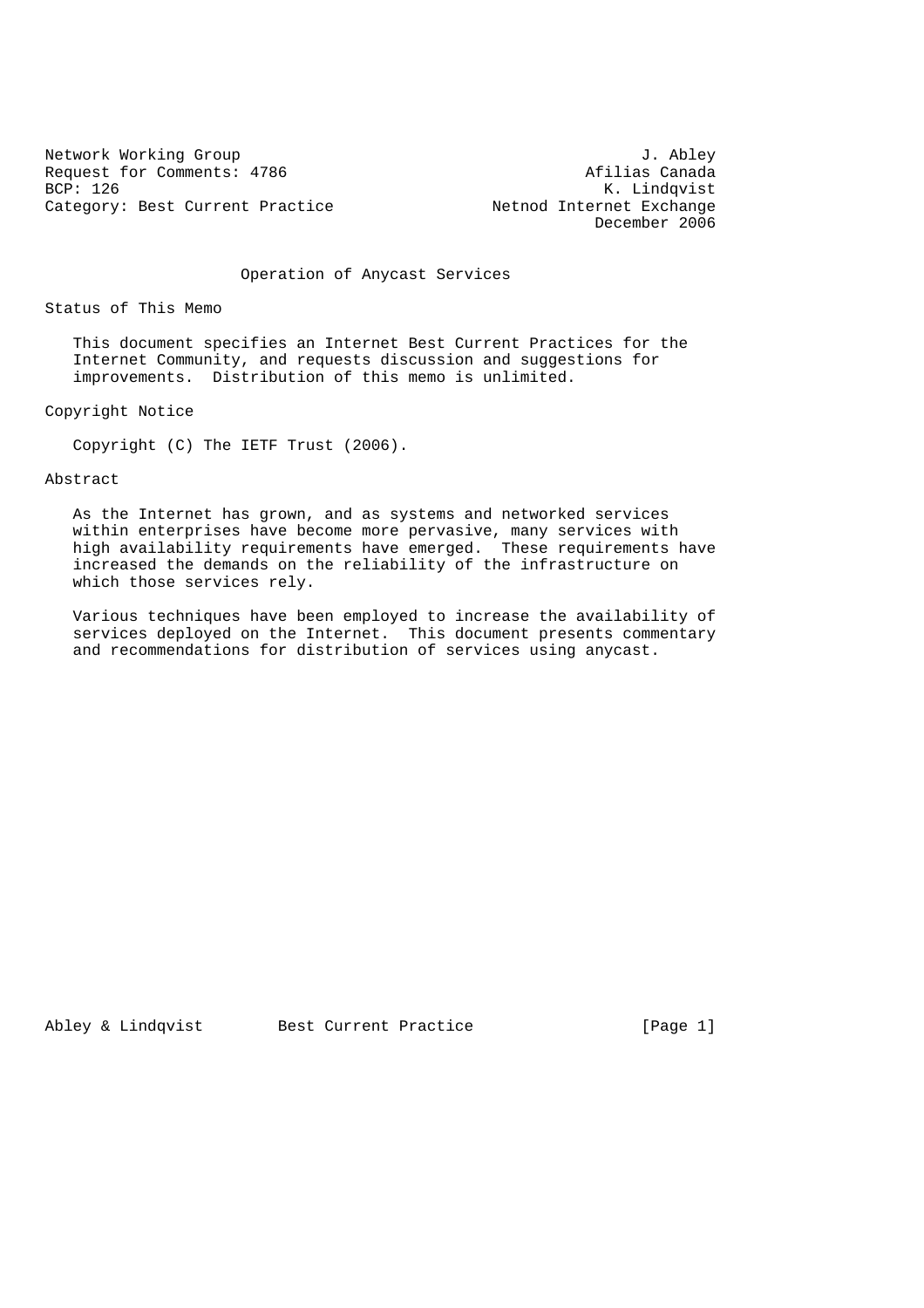Network Working Group J. Abley
Request for Comments: 4786 Afilias Canada
BCP: 126 K. Lindqvist
Category: Best Current Practice Netnod Internet Exchange
December 2006

# Operation of Anycast Services

## Status of This Memo

This document specifies an Internet Best Current Practices for the Internet Community, and requests discussion and suggestions for improvements. Distribution of this memo is unlimited.

## Copyright Notice

Copyright (C) The IETF Trust (2006).

## Abstract

As the Internet has grown, and as systems and networked services within enterprises have become more pervasive, many services with high availability requirements have emerged. These requirements have increased the demands on the reliability of the infrastructure on which those services rely.

Various techniques have been employed to increase the availability of services deployed on the Internet. This document presents commentary and recommendations for distribution of services using anycast.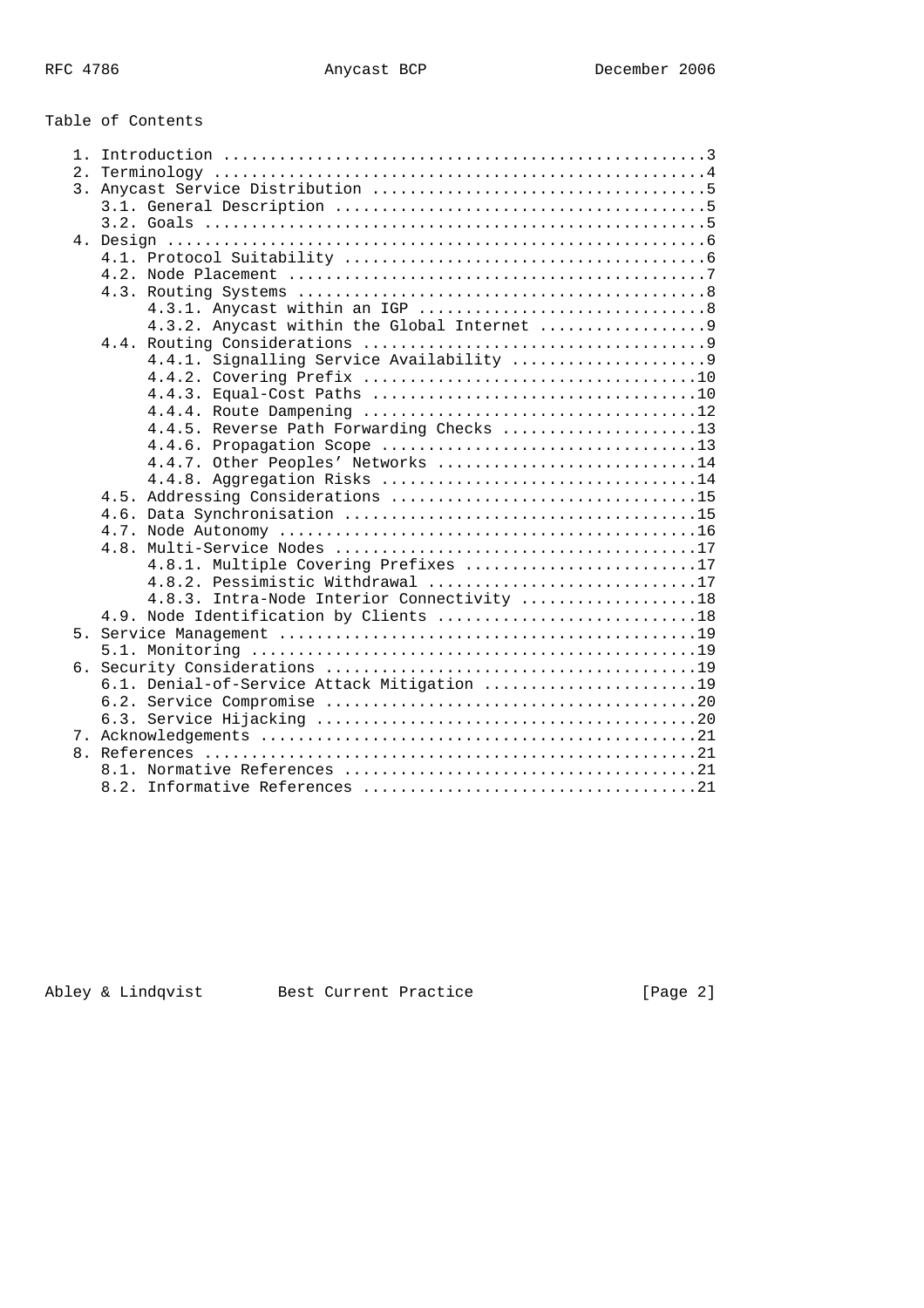## Table of Contents

1. Introduction ....................................................3
2. Terminology .....................................................4
3. Anycast Service Distribution ....................................5
   - 3.1. General Description ........................................5
   - 3.2. Goals ......................................................5
4. Design ..........................................................6
   - 4.1. Protocol Suitability .......................................6
   - 4.2. Node Placement .............................................7
   - 4.3. Routing Systems ............................................8
     - 4.3.1. Anycast within an IGP ...............................8
     - 4.3.2. Anycast within the Global Internet ..................9
   - 4.4. Routing Considerations .....................................9
     - 4.4.1. Signalling Service Availability .....................9
     - 4.4.2. Covering Prefix ....................................10
     - 4.4.3. Equal-Cost Paths ...................................10
     - 4.4.4. Route Dampening ....................................12
     - 4.4.5. Reverse Path Forwarding Checks .....................13
     - 4.4.6. Propagation Scope ..................................13
     - 4.4.7. Other Peoples' Networks ............................14
     - 4.4.8. Aggregation Risks ..................................14
   - 4.5. Addressing Considerations .................................15
   - 4.6. Data Synchronisation ......................................15
   - 4.7. Node Autonomy .............................................16
   - 4.8. Multi-Service Nodes .......................................17
     - 4.8.1. Multiple Covering Prefixes .........................17
     - 4.8.2. Pessimistic Withdrawal .............................17
     - 4.8.3. Intra-Node Interior Connectivity ...................18
   - 4.9. Node Identification by Clients ............................18
5. Service Management .............................................19
   - 5.1. Monitoring ................................................19
6. Security Considerations ........................................19
   - 6.1. Denial-of-Service Attack Mitigation .......................19
   - 6.2. Service Compromise ........................................20
   - 6.3. Service Hijacking .........................................20
7. Acknowledgements ...............................................21
8. References .....................................................21
   - 8.1. Normative References ......................................21
   - 8.2. Informative References ....................................21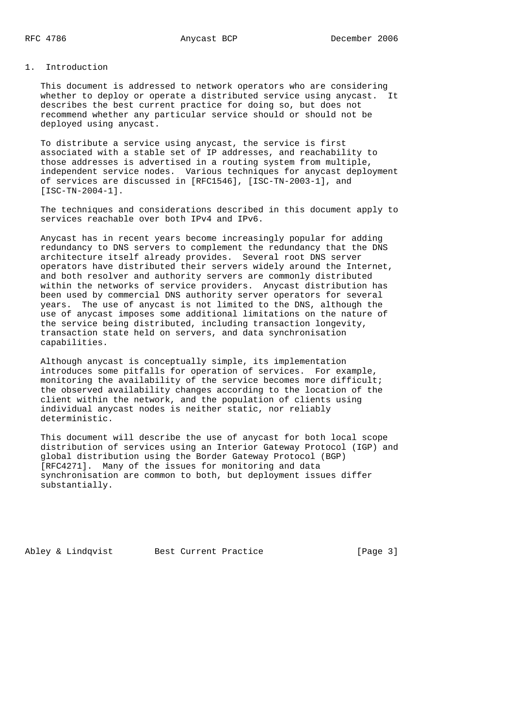## 1. Introduction

This document is addressed to network operators who are considering whether to deploy or operate a distributed service using anycast. It describes the best current practice for doing so, but does not recommend whether any particular service should or should not be deployed using anycast.

To distribute a service using anycast, the service is first associated with a stable set of IP addresses, and reachability to those addresses is advertised in a routing system from multiple, independent service nodes. Various techniques for anycast deployment of services are discussed in [RFC1546], [ISC-TN-2003-1], and [ISC-TN-2004-1].

The techniques and considerations described in this document apply to services reachable over both IPv4 and IPv6.

Anycast has in recent years become increasingly popular for adding redundancy to DNS servers to complement the redundancy that the DNS architecture itself already provides. Several root DNS server operators have distributed their servers widely around the Internet, and both resolver and authority servers are commonly distributed within the networks of service providers. Anycast distribution has been used by commercial DNS authority server operators for several years. The use of anycast is not limited to the DNS, although the use of anycast imposes some additional limitations on the nature of the service being distributed, including transaction longevity, transaction state held on servers, and data synchronisation capabilities.

Although anycast is conceptually simple, its implementation introduces some pitfalls for operation of services. For example, monitoring the availability of the service becomes more difficult; the observed availability changes according to the location of the client within the network, and the population of clients using individual anycast nodes is neither static, nor reliably deterministic.

This document will describe the use of anycast for both local scope distribution of services using an Interior Gateway Protocol (IGP) and global distribution using the Border Gateway Protocol (BGP) [RFC4271]. Many of the issues for monitoring and data synchronisation are common to both, but deployment issues differ substantially.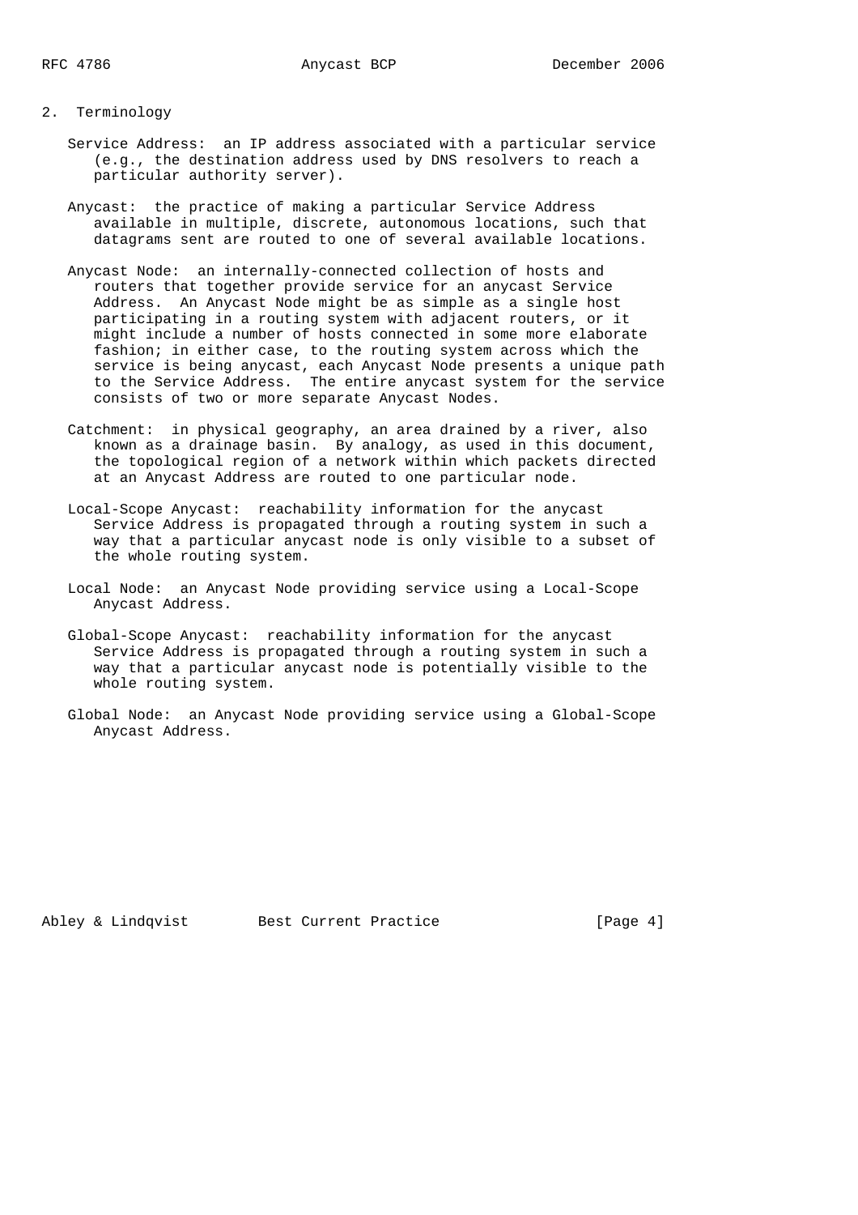## 2. Terminology

Service Address: an IP address associated with a particular service (e.g., the destination address used by DNS resolvers to reach a particular authority server).

Anycast: the practice of making a particular Service Address available in multiple, discrete, autonomous locations, such that datagrams sent are routed to one of several available locations.

Anycast Node: an internally-connected collection of hosts and routers that together provide service for an anycast Service Address. An Anycast Node might be as simple as a single host participating in a routing system with adjacent routers, or it might include a number of hosts connected in some more elaborate fashion; in either case, to the routing system across which the service is being anycast, each Anycast Node presents a unique path to the Service Address. The entire anycast system for the service consists of two or more separate Anycast Nodes.

Catchment: in physical geography, an area drained by a river, also known as a drainage basin. By analogy, as used in this document, the topological region of a network within which packets directed at an Anycast Address are routed to one particular node.

Local-Scope Anycast: reachability information for the anycast Service Address is propagated through a routing system in such a way that a particular anycast node is only visible to a subset of the whole routing system.

Local Node: an Anycast Node providing service using a Local-Scope Anycast Address.

Global-Scope Anycast: reachability information for the anycast Service Address is propagated through a routing system in such a way that a particular anycast node is potentially visible to the whole routing system.

Global Node: an Anycast Node providing service using a Global-Scope Anycast Address.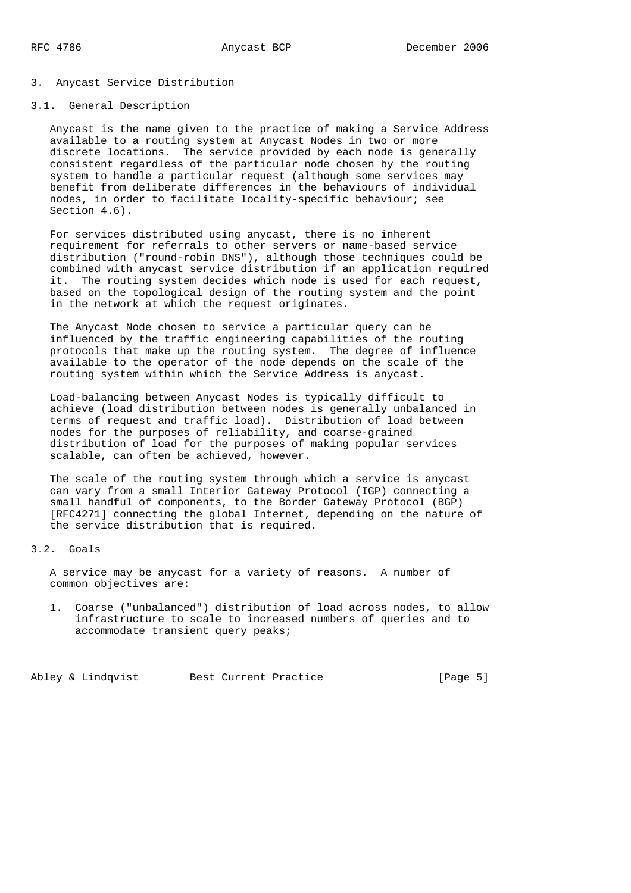## 3. Anycast Service Distribution

### 3.1. General Description

Anycast is the name given to the practice of making a Service Address available to a routing system at Anycast Nodes in two or more discrete locations. The service provided by each node is generally consistent regardless of the particular node chosen by the routing system to handle a particular request (although some services may benefit from deliberate differences in the behaviours of individual nodes, in order to facilitate locality-specific behaviour; see Section 4.6).

For services distributed using anycast, there is no inherent requirement for referrals to other servers or name-based service distribution ("round-robin DNS"), although those techniques could be combined with anycast service distribution if an application required it. The routing system decides which node is used for each request, based on the topological design of the routing system and the point in the network at which the request originates.

The Anycast Node chosen to service a particular query can be influenced by the traffic engineering capabilities of the routing protocols that make up the routing system. The degree of influence available to the operator of the node depends on the scale of the routing system within which the Service Address is anycast.

Load-balancing between Anycast Nodes is typically difficult to achieve (load distribution between nodes is generally unbalanced in terms of request and traffic load). Distribution of load between nodes for the purposes of reliability, and coarse-grained distribution of load for the purposes of making popular services scalable, can often be achieved, however.

The scale of the routing system through which a service is anycast can vary from a small Interior Gateway Protocol (IGP) connecting a small handful of components, to the Border Gateway Protocol (BGP) [RFC4271] connecting the global Internet, depending on the nature of the service distribution that is required.

### 3.2. Goals

A service may be anycast for a variety of reasons. A number of common objectives are:

1. Coarse ("unbalanced") distribution of load across nodes, to allow infrastructure to scale to increased numbers of queries and to accommodate transient query peaks;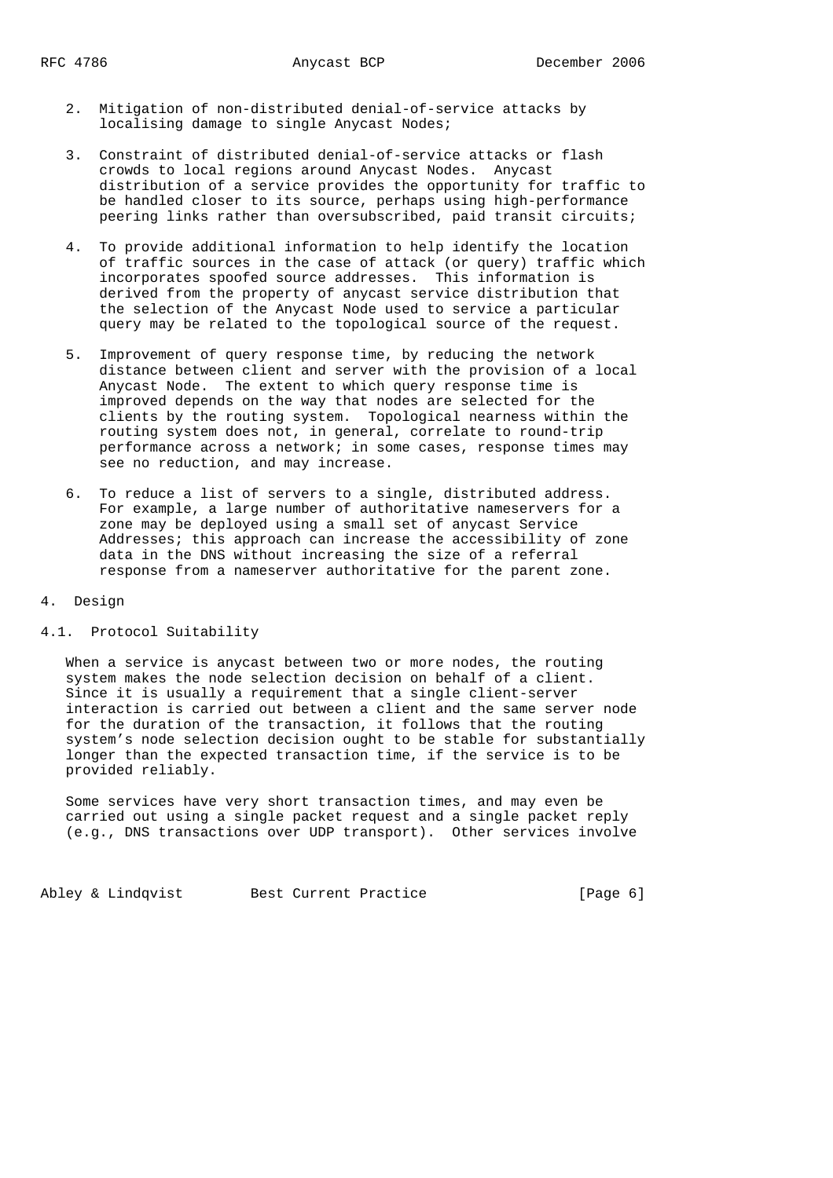2. Mitigation of non-distributed denial-of-service attacks by localising damage to single Anycast Nodes;

3. Constraint of distributed denial-of-service attacks or flash crowds to local regions around Anycast Nodes. Anycast distribution of a service provides the opportunity for traffic to be handled closer to its source, perhaps using high-performance peering links rather than oversubscribed, paid transit circuits;

4. To provide additional information to help identify the location of traffic sources in the case of attack (or query) traffic which incorporates spoofed source addresses. This information is derived from the property of anycast service distribution that the selection of the Anycast Node used to service a particular query may be related to the topological source of the request.

5. Improvement of query response time, by reducing the network distance between client and server with the provision of a local Anycast Node. The extent to which query response time is improved depends on the way that nodes are selected for the clients by the routing system. Topological nearness within the routing system does not, in general, correlate to round-trip performance across a network; in some cases, response times may see no reduction, and may increase.

6. To reduce a list of servers to a single, distributed address. For example, a large number of authoritative nameservers for a zone may be deployed using a small set of anycast Service Addresses; this approach can increase the accessibility of zone data in the DNS without increasing the size of a referral response from a nameserver authoritative for the parent zone.

## 4. Design

### 4.1. Protocol Suitability

When a service is anycast between two or more nodes, the routing system makes the node selection decision on behalf of a client. Since it is usually a requirement that a single client-server interaction is carried out between a client and the same server node for the duration of the transaction, it follows that the routing system's node selection decision ought to be stable for substantially longer than the expected transaction time, if the service is to be provided reliably.

Some services have very short transaction times, and may even be carried out using a single packet request and a single packet reply (e.g., DNS transactions over UDP transport). Other services involve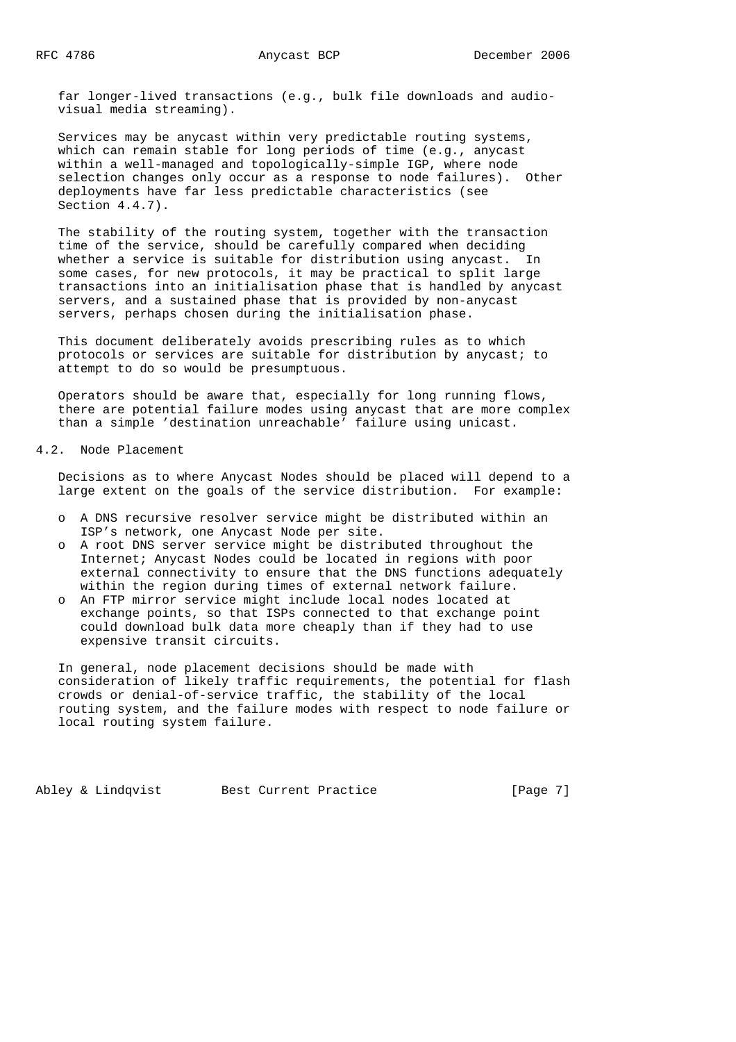far longer-lived transactions (e.g., bulk file downloads and audio-visual media streaming).

Services may be anycast within very predictable routing systems, which can remain stable for long periods of time (e.g., anycast within a well-managed and topologically-simple IGP, where node selection changes only occur as a response to node failures). Other deployments have far less predictable characteristics (see Section 4.4.7).

The stability of the routing system, together with the transaction time of the service, should be carefully compared when deciding whether a service is suitable for distribution using anycast. In some cases, for new protocols, it may be practical to split large transactions into an initialisation phase that is handled by anycast servers, and a sustained phase that is provided by non-anycast servers, perhaps chosen during the initialisation phase.

This document deliberately avoids prescribing rules as to which protocols or services are suitable for distribution by anycast; to attempt to do so would be presumptuous.

Operators should be aware that, especially for long running flows, there are potential failure modes using anycast that are more complex than a simple 'destination unreachable' failure using unicast.

## 4.2. Node Placement

Decisions as to where Anycast Nodes should be placed will depend to a large extent on the goals of the service distribution. For example:

- A DNS recursive resolver service might be distributed within an ISP's network, one Anycast Node per site.
- A root DNS server service might be distributed throughout the Internet; Anycast Nodes could be located in regions with poor external connectivity to ensure that the DNS functions adequately within the region during times of external network failure.
- An FTP mirror service might include local nodes located at exchange points, so that ISPs connected to that exchange point could download bulk data more cheaply than if they had to use expensive transit circuits.

In general, node placement decisions should be made with consideration of likely traffic requirements, the potential for flash crowds or denial-of-service traffic, the stability of the local routing system, and the failure modes with respect to node failure or local routing system failure.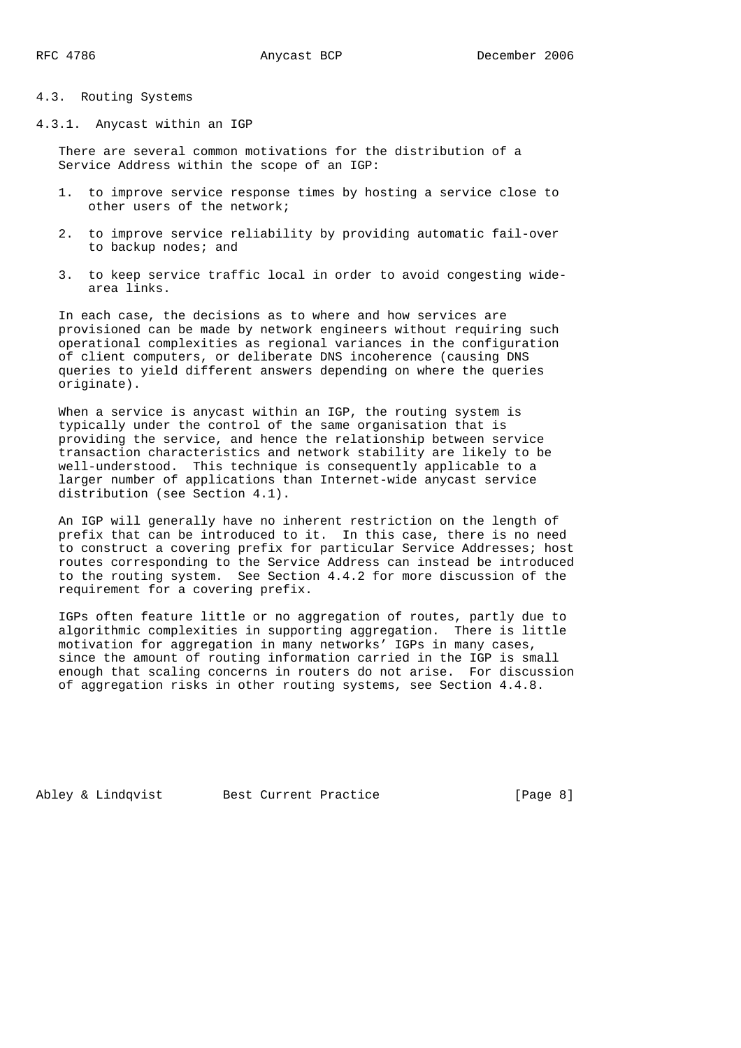## 4.3. Routing Systems

### 4.3.1. Anycast within an IGP

There are several common motivations for the distribution of a Service Address within the scope of an IGP:

1. to improve service response times by hosting a service close to other users of the network;

2. to improve service reliability by providing automatic fail-over to backup nodes; and

3. to keep service traffic local in order to avoid congesting wide-area links.

In each case, the decisions as to where and how services are provisioned can be made by network engineers without requiring such operational complexities as regional variances in the configuration of client computers, or deliberate DNS incoherence (causing DNS queries to yield different answers depending on where the queries originate).

When a service is anycast within an IGP, the routing system is typically under the control of the same organisation that is providing the service, and hence the relationship between service transaction characteristics and network stability are likely to be well-understood. This technique is consequently applicable to a larger number of applications than Internet-wide anycast service distribution (see Section 4.1).

An IGP will generally have no inherent restriction on the length of prefix that can be introduced to it. In this case, there is no need to construct a covering prefix for particular Service Addresses; host routes corresponding to the Service Address can instead be introduced to the routing system. See Section 4.4.2 for more discussion of the requirement for a covering prefix.

IGPs often feature little or no aggregation of routes, partly due to algorithmic complexities in supporting aggregation. There is little motivation for aggregation in many networks' IGPs in many cases, since the amount of routing information carried in the IGP is small enough that scaling concerns in routers do not arise. For discussion of aggregation risks in other routing systems, see Section 4.4.8.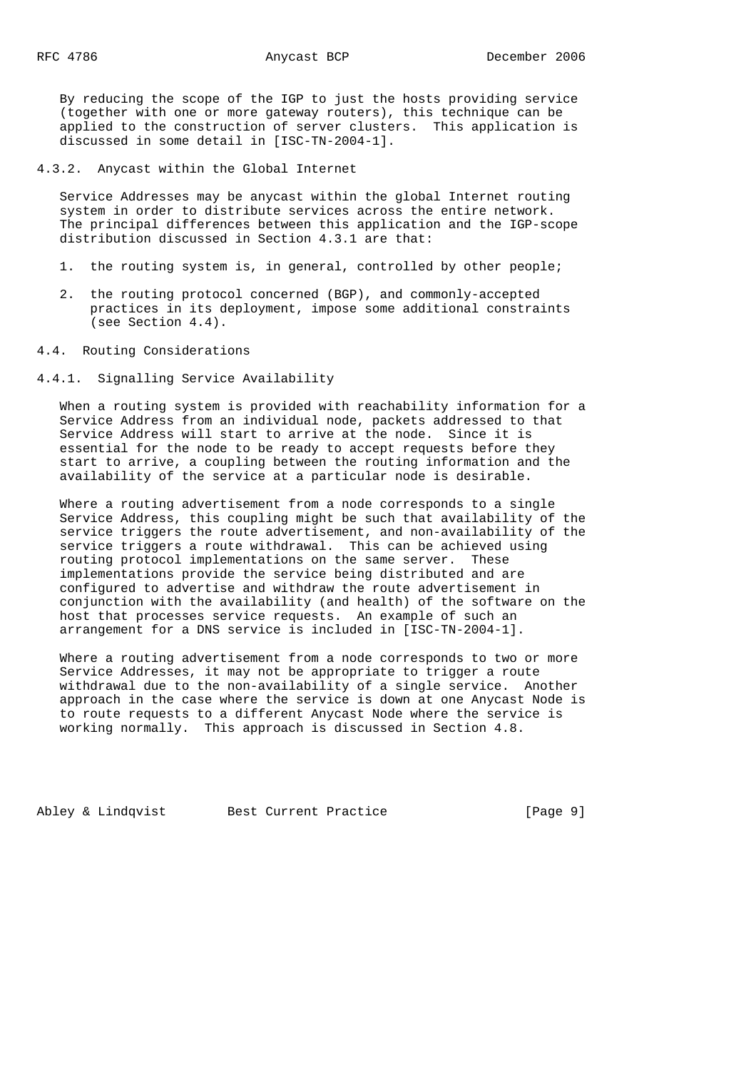By reducing the scope of the IGP to just the hosts providing service (together with one or more gateway routers), this technique can be applied to the construction of server clusters. This application is discussed in some detail in [ISC-TN-2004-1].

### 4.3.2. Anycast within the Global Internet

Service Addresses may be anycast within the global Internet routing system in order to distribute services across the entire network. The principal differences between this application and the IGP-scope distribution discussed in Section 4.3.1 are that:

1. the routing system is, in general, controlled by other people;

2. the routing protocol concerned (BGP), and commonly-accepted practices in its deployment, impose some additional constraints (see Section 4.4).

## 4.4. Routing Considerations

### 4.4.1. Signalling Service Availability

When a routing system is provided with reachability information for a Service Address from an individual node, packets addressed to that Service Address will start to arrive at the node. Since it is essential for the node to be ready to accept requests before they start to arrive, a coupling between the routing information and the availability of the service at a particular node is desirable.

Where a routing advertisement from a node corresponds to a single Service Address, this coupling might be such that availability of the service triggers the route advertisement, and non-availability of the service triggers a route withdrawal. This can be achieved using routing protocol implementations on the same server. These implementations provide the service being distributed and are configured to advertise and withdraw the route advertisement in conjunction with the availability (and health) of the software on the host that processes service requests. An example of such an arrangement for a DNS service is included in [ISC-TN-2004-1].

Where a routing advertisement from a node corresponds to two or more Service Addresses, it may not be appropriate to trigger a route withdrawal due to the non-availability of a single service. Another approach in the case where the service is down at one Anycast Node is to route requests to a different Anycast Node where the service is working normally. This approach is discussed in Section 4.8.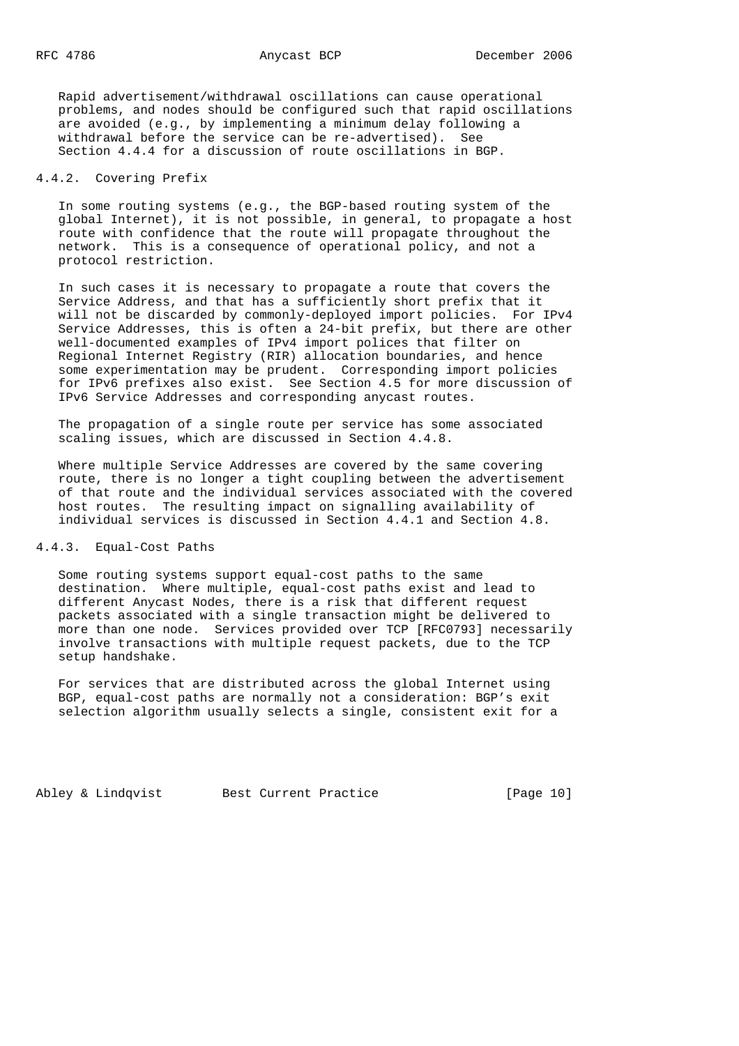Rapid advertisement/withdrawal oscillations can cause operational problems, and nodes should be configured such that rapid oscillations are avoided (e.g., by implementing a minimum delay following a withdrawal before the service can be re-advertised). See Section 4.4.4 for a discussion of route oscillations in BGP.

### 4.4.2. Covering Prefix

In some routing systems (e.g., the BGP-based routing system of the global Internet), it is not possible, in general, to propagate a host route with confidence that the route will propagate throughout the network. This is a consequence of operational policy, and not a protocol restriction.

In such cases it is necessary to propagate a route that covers the Service Address, and that has a sufficiently short prefix that it will not be discarded by commonly-deployed import policies. For IPv4 Service Addresses, this is often a 24-bit prefix, but there are other well-documented examples of IPv4 import polices that filter on Regional Internet Registry (RIR) allocation boundaries, and hence some experimentation may be prudent. Corresponding import policies for IPv6 prefixes also exist. See Section 4.5 for more discussion of IPv6 Service Addresses and corresponding anycast routes.

The propagation of a single route per service has some associated scaling issues, which are discussed in Section 4.4.8.

Where multiple Service Addresses are covered by the same covering route, there is no longer a tight coupling between the advertisement of that route and the individual services associated with the covered host routes. The resulting impact on signalling availability of individual services is discussed in Section 4.4.1 and Section 4.8.

### 4.4.3. Equal-Cost Paths

Some routing systems support equal-cost paths to the same destination. Where multiple, equal-cost paths exist and lead to different Anycast Nodes, there is a risk that different request packets associated with a single transaction might be delivered to more than one node. Services provided over TCP [RFC0793] necessarily involve transactions with multiple request packets, due to the TCP setup handshake.

For services that are distributed across the global Internet using BGP, equal-cost paths are normally not a consideration: BGP's exit selection algorithm usually selects a single, consistent exit for a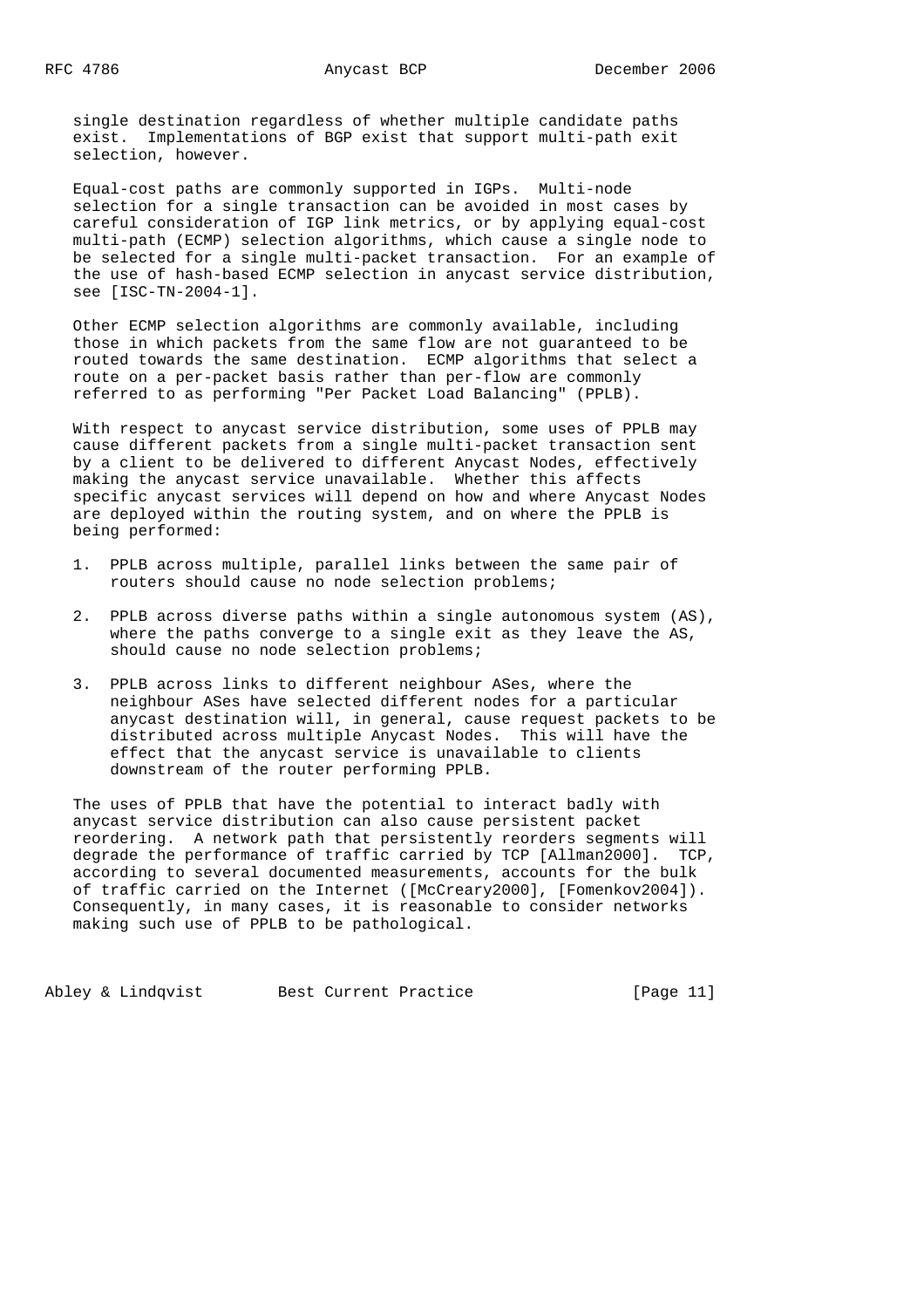single destination regardless of whether multiple candidate paths exist. Implementations of BGP exist that support multi-path exit selection, however.

Equal-cost paths are commonly supported in IGPs. Multi-node selection for a single transaction can be avoided in most cases by careful consideration of IGP link metrics, or by applying equal-cost multi-path (ECMP) selection algorithms, which cause a single node to be selected for a single multi-packet transaction. For an example of the use of hash-based ECMP selection in anycast service distribution, see [ISC-TN-2004-1].

Other ECMP selection algorithms are commonly available, including those in which packets from the same flow are not guaranteed to be routed towards the same destination. ECMP algorithms that select a route on a per-packet basis rather than per-flow are commonly referred to as performing "Per Packet Load Balancing" (PPLB).

With respect to anycast service distribution, some uses of PPLB may cause different packets from a single multi-packet transaction sent by a client to be delivered to different Anycast Nodes, effectively making the anycast service unavailable. Whether this affects specific anycast services will depend on how and where Anycast Nodes are deployed within the routing system, and on where the PPLB is being performed:

1. PPLB across multiple, parallel links between the same pair of routers should cause no node selection problems;

2. PPLB across diverse paths within a single autonomous system (AS), where the paths converge to a single exit as they leave the AS, should cause no node selection problems;

3. PPLB across links to different neighbour ASes, where the neighbour ASes have selected different nodes for a particular anycast destination will, in general, cause request packets to be distributed across multiple Anycast Nodes. This will have the effect that the anycast service is unavailable to clients downstream of the router performing PPLB.

The uses of PPLB that have the potential to interact badly with anycast service distribution can also cause persistent packet reordering. A network path that persistently reorders segments will degrade the performance of traffic carried by TCP [Allman2000]. TCP, according to several documented measurements, accounts for the bulk of traffic carried on the Internet ([McCreary2000], [Fomenkov2004]). Consequently, in many cases, it is reasonable to consider networks making such use of PPLB to be pathological.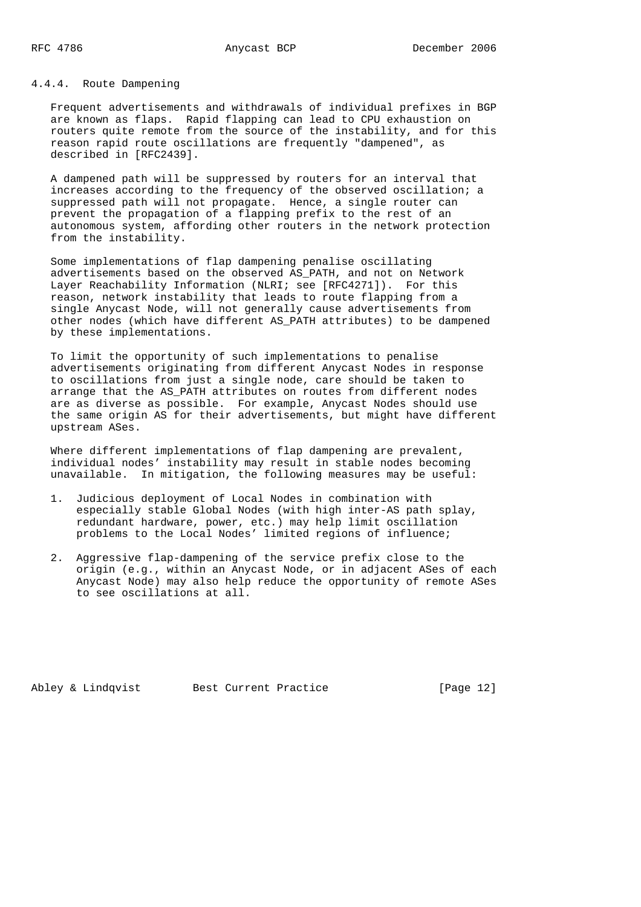#### 4.4.4. Route Dampening

Frequent advertisements and withdrawals of individual prefixes in BGP are known as flaps. Rapid flapping can lead to CPU exhaustion on routers quite remote from the source of the instability, and for this reason rapid route oscillations are frequently "dampened", as described in [RFC2439].

A dampened path will be suppressed by routers for an interval that increases according to the frequency of the observed oscillation; a suppressed path will not propagate. Hence, a single router can prevent the propagation of a flapping prefix to the rest of an autonomous system, affording other routers in the network protection from the instability.

Some implementations of flap dampening penalise oscillating advertisements based on the observed AS_PATH, and not on Network Layer Reachability Information (NLRI; see [RFC4271]). For this reason, network instability that leads to route flapping from a single Anycast Node, will not generally cause advertisements from other nodes (which have different AS_PATH attributes) to be dampened by these implementations.

To limit the opportunity of such implementations to penalise advertisements originating from different Anycast Nodes in response to oscillations from just a single node, care should be taken to arrange that the AS_PATH attributes on routes from different nodes are as diverse as possible. For example, Anycast Nodes should use the same origin AS for their advertisements, but might have different upstream ASes.

Where different implementations of flap dampening are prevalent, individual nodes' instability may result in stable nodes becoming unavailable. In mitigation, the following measures may be useful:

1. Judicious deployment of Local Nodes in combination with especially stable Global Nodes (with high inter-AS path splay, redundant hardware, power, etc.) may help limit oscillation problems to the Local Nodes' limited regions of influence;

2. Aggressive flap-dampening of the service prefix close to the origin (e.g., within an Anycast Node, or in adjacent ASes of each Anycast Node) may also help reduce the opportunity of remote ASes to see oscillations at all.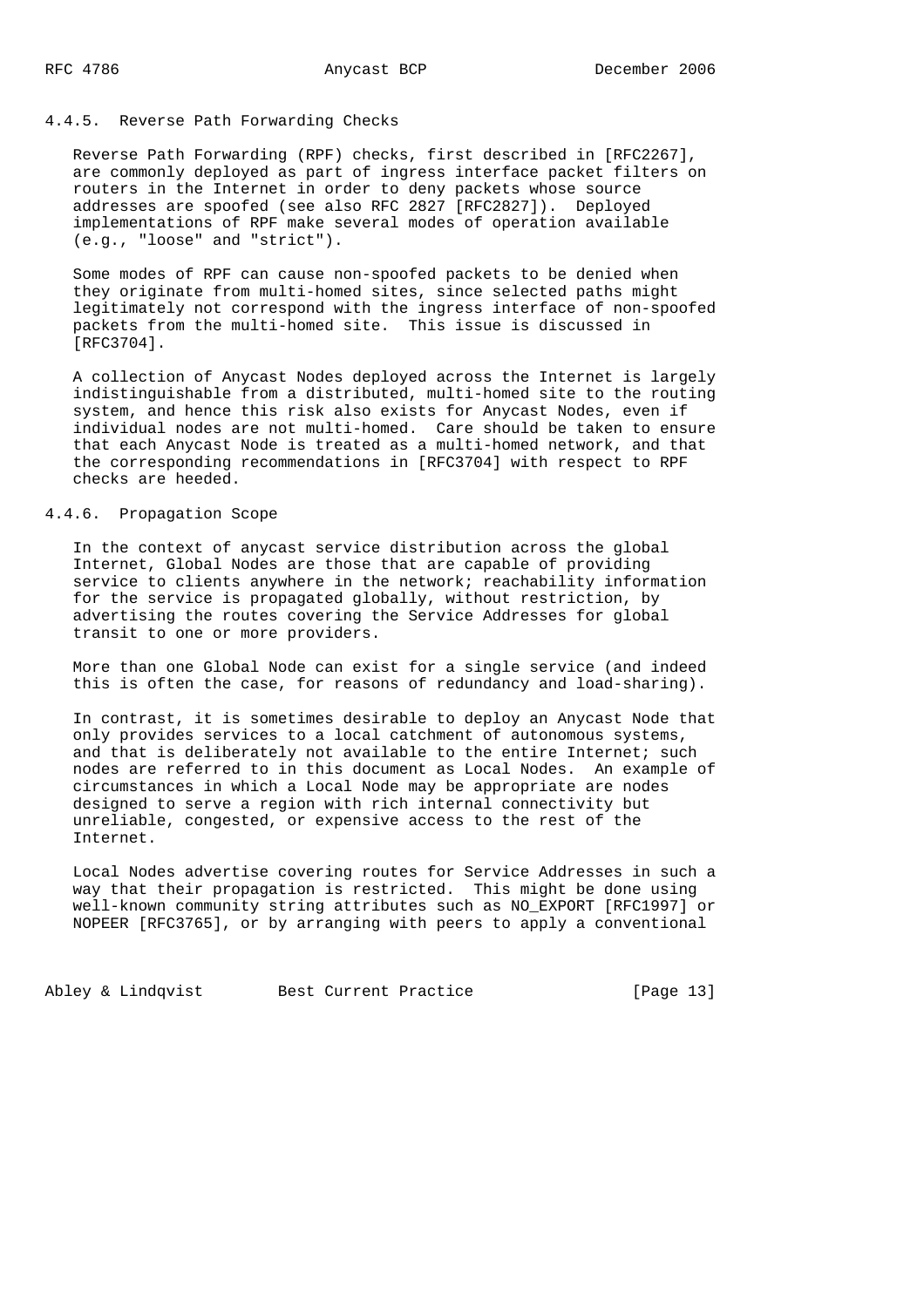#### 4.4.5. Reverse Path Forwarding Checks

Reverse Path Forwarding (RPF) checks, first described in [RFC2267], are commonly deployed as part of ingress interface packet filters on routers in the Internet in order to deny packets whose source addresses are spoofed (see also RFC 2827 [RFC2827]). Deployed implementations of RPF make several modes of operation available (e.g., "loose" and "strict").

Some modes of RPF can cause non-spoofed packets to be denied when they originate from multi-homed sites, since selected paths might legitimately not correspond with the ingress interface of non-spoofed packets from the multi-homed site. This issue is discussed in [RFC3704].

A collection of Anycast Nodes deployed across the Internet is largely indistinguishable from a distributed, multi-homed site to the routing system, and hence this risk also exists for Anycast Nodes, even if individual nodes are not multi-homed. Care should be taken to ensure that each Anycast Node is treated as a multi-homed network, and that the corresponding recommendations in [RFC3704] with respect to RPF checks are heeded.

#### 4.4.6. Propagation Scope

In the context of anycast service distribution across the global Internet, Global Nodes are those that are capable of providing service to clients anywhere in the network; reachability information for the service is propagated globally, without restriction, by advertising the routes covering the Service Addresses for global transit to one or more providers.

More than one Global Node can exist for a single service (and indeed this is often the case, for reasons of redundancy and load-sharing).

In contrast, it is sometimes desirable to deploy an Anycast Node that only provides services to a local catchment of autonomous systems, and that is deliberately not available to the entire Internet; such nodes are referred to in this document as Local Nodes. An example of circumstances in which a Local Node may be appropriate are nodes designed to serve a region with rich internal connectivity but unreliable, congested, or expensive access to the rest of the Internet.

Local Nodes advertise covering routes for Service Addresses in such a way that their propagation is restricted. This might be done using well-known community string attributes such as NO_EXPORT [RFC1997] or NOPEER [RFC3765], or by arranging with peers to apply a conventional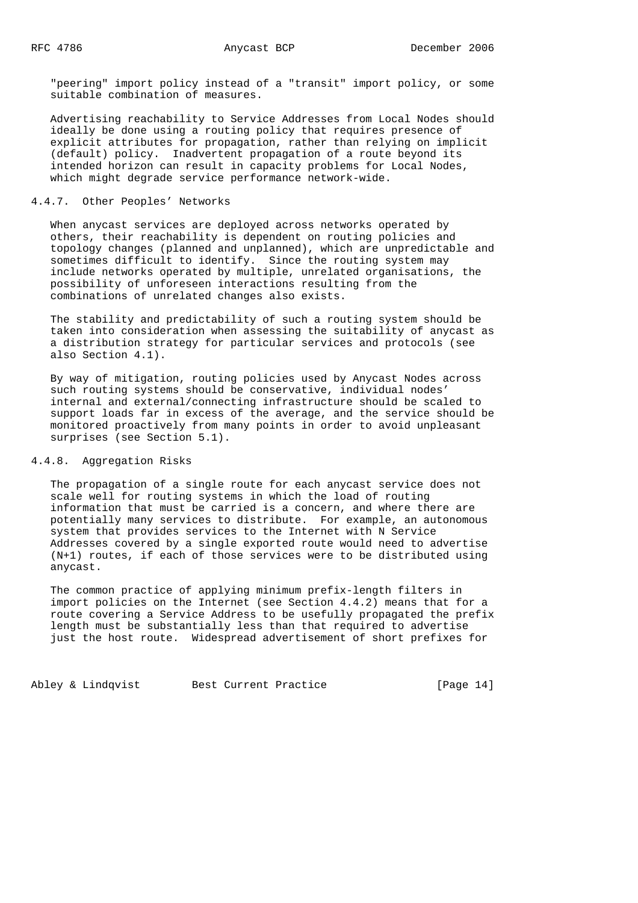"peering" import policy instead of a "transit" import policy, or some suitable combination of measures.

Advertising reachability to Service Addresses from Local Nodes should ideally be done using a routing policy that requires presence of explicit attributes for propagation, rather than relying on implicit (default) policy. Inadvertent propagation of a route beyond its intended horizon can result in capacity problems for Local Nodes, which might degrade service performance network-wide.

### 4.4.7. Other Peoples' Networks

When anycast services are deployed across networks operated by others, their reachability is dependent on routing policies and topology changes (planned and unplanned), which are unpredictable and sometimes difficult to identify. Since the routing system may include networks operated by multiple, unrelated organisations, the possibility of unforeseen interactions resulting from the combinations of unrelated changes also exists.

The stability and predictability of such a routing system should be taken into consideration when assessing the suitability of anycast as a distribution strategy for particular services and protocols (see also Section 4.1).

By way of mitigation, routing policies used by Anycast Nodes across such routing systems should be conservative, individual nodes' internal and external/connecting infrastructure should be scaled to support loads far in excess of the average, and the service should be monitored proactively from many points in order to avoid unpleasant surprises (see Section 5.1).

### 4.4.8. Aggregation Risks

The propagation of a single route for each anycast service does not scale well for routing systems in which the load of routing information that must be carried is a concern, and where there are potentially many services to distribute. For example, an autonomous system that provides services to the Internet with N Service Addresses covered by a single exported route would need to advertise (N+1) routes, if each of those services were to be distributed using anycast.

The common practice of applying minimum prefix-length filters in import policies on the Internet (see Section 4.4.2) means that for a route covering a Service Address to be usefully propagated the prefix length must be substantially less than that required to advertise just the host route. Widespread advertisement of short prefixes for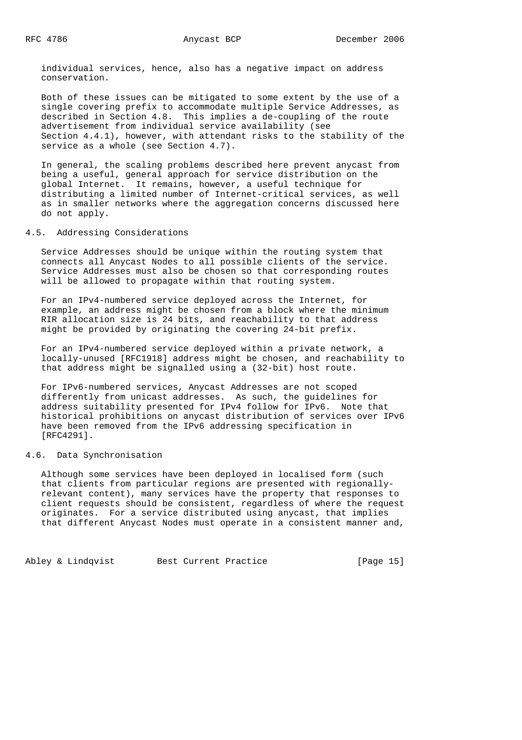individual services, hence, also has a negative impact on address conservation.

Both of these issues can be mitigated to some extent by the use of a single covering prefix to accommodate multiple Service Addresses, as described in Section 4.8. This implies a de-coupling of the route advertisement from individual service availability (see Section 4.4.1), however, with attendant risks to the stability of the service as a whole (see Section 4.7).

In general, the scaling problems described here prevent anycast from being a useful, general approach for service distribution on the global Internet. It remains, however, a useful technique for distributing a limited number of Internet-critical services, as well as in smaller networks where the aggregation concerns discussed here do not apply.

### 4.5. Addressing Considerations

Service Addresses should be unique within the routing system that connects all Anycast Nodes to all possible clients of the service. Service Addresses must also be chosen so that corresponding routes will be allowed to propagate within that routing system.

For an IPv4-numbered service deployed across the Internet, for example, an address might be chosen from a block where the minimum RIR allocation size is 24 bits, and reachability to that address might be provided by originating the covering 24-bit prefix.

For an IPv4-numbered service deployed within a private network, a locally-unused [RFC1918] address might be chosen, and reachability to that address might be signalled using a (32-bit) host route.

For IPv6-numbered services, Anycast Addresses are not scoped differently from unicast addresses. As such, the guidelines for address suitability presented for IPv4 follow for IPv6. Note that historical prohibitions on anycast distribution of services over IPv6 have been removed from the IPv6 addressing specification in [RFC4291].

### 4.6. Data Synchronisation

Although some services have been deployed in localised form (such that clients from particular regions are presented with regionally-relevant content), many services have the property that responses to client requests should be consistent, regardless of where the request originates. For a service distributed using anycast, that implies that different Anycast Nodes must operate in a consistent manner and,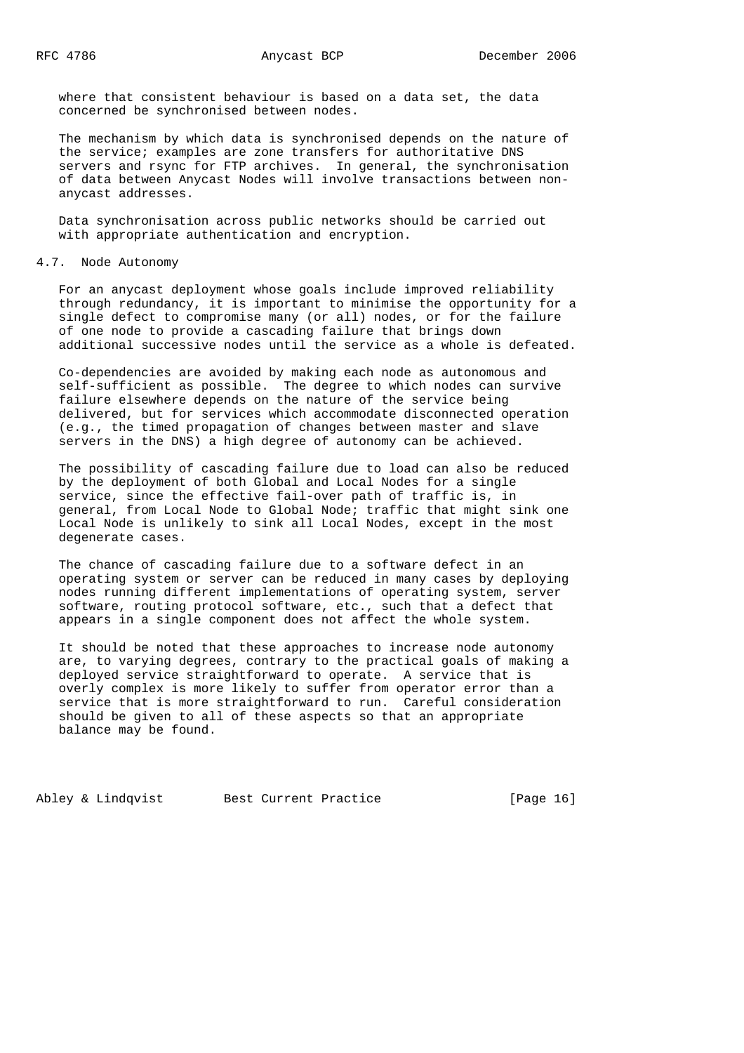where that consistent behaviour is based on a data set, the data concerned be synchronised between nodes.

The mechanism by which data is synchronised depends on the nature of the service; examples are zone transfers for authoritative DNS servers and rsync for FTP archives. In general, the synchronisation of data between Anycast Nodes will involve transactions between non-anycast addresses.

Data synchronisation across public networks should be carried out with appropriate authentication and encryption.

## 4.7. Node Autonomy

For an anycast deployment whose goals include improved reliability through redundancy, it is important to minimise the opportunity for a single defect to compromise many (or all) nodes, or for the failure of one node to provide a cascading failure that brings down additional successive nodes until the service as a whole is defeated.

Co-dependencies are avoided by making each node as autonomous and self-sufficient as possible. The degree to which nodes can survive failure elsewhere depends on the nature of the service being delivered, but for services which accommodate disconnected operation (e.g., the timed propagation of changes between master and slave servers in the DNS) a high degree of autonomy can be achieved.

The possibility of cascading failure due to load can also be reduced by the deployment of both Global and Local Nodes for a single service, since the effective fail-over path of traffic is, in general, from Local Node to Global Node; traffic that might sink one Local Node is unlikely to sink all Local Nodes, except in the most degenerate cases.

The chance of cascading failure due to a software defect in an operating system or server can be reduced in many cases by deploying nodes running different implementations of operating system, server software, routing protocol software, etc., such that a defect that appears in a single component does not affect the whole system.

It should be noted that these approaches to increase node autonomy are, to varying degrees, contrary to the practical goals of making a deployed service straightforward to operate. A service that is overly complex is more likely to suffer from operator error than a service that is more straightforward to run. Careful consideration should be given to all of these aspects so that an appropriate balance may be found.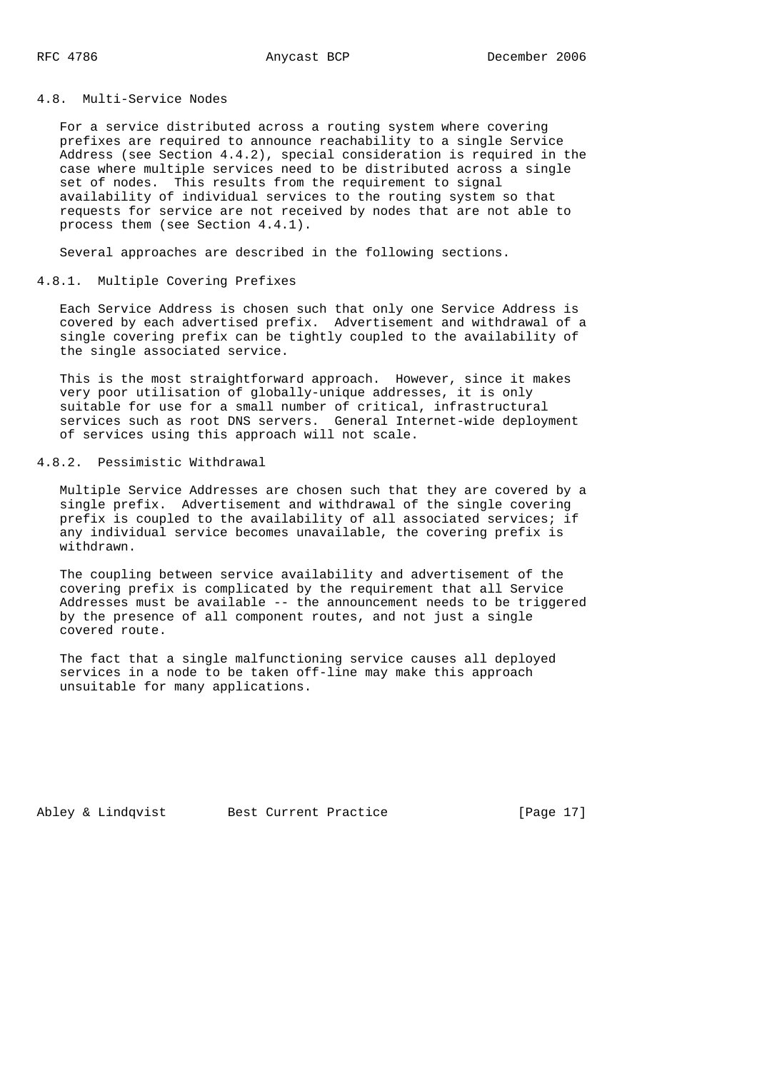## 4.8. Multi-Service Nodes

For a service distributed across a routing system where covering prefixes are required to announce reachability to a single Service Address (see Section 4.4.2), special consideration is required in the case where multiple services need to be distributed across a single set of nodes. This results from the requirement to signal availability of individual services to the routing system so that requests for service are not received by nodes that are not able to process them (see Section 4.4.1).

Several approaches are described in the following sections.

### 4.8.1. Multiple Covering Prefixes

Each Service Address is chosen such that only one Service Address is covered by each advertised prefix. Advertisement and withdrawal of a single covering prefix can be tightly coupled to the availability of the single associated service.

This is the most straightforward approach. However, since it makes very poor utilisation of globally-unique addresses, it is only suitable for use for a small number of critical, infrastructural services such as root DNS servers. General Internet-wide deployment of services using this approach will not scale.

### 4.8.2. Pessimistic Withdrawal

Multiple Service Addresses are chosen such that they are covered by a single prefix. Advertisement and withdrawal of the single covering prefix is coupled to the availability of all associated services; if any individual service becomes unavailable, the covering prefix is withdrawn.

The coupling between service availability and advertisement of the covering prefix is complicated by the requirement that all Service Addresses must be available -- the announcement needs to be triggered by the presence of all component routes, and not just a single covered route.

The fact that a single malfunctioning service causes all deployed services in a node to be taken off-line may make this approach unsuitable for many applications.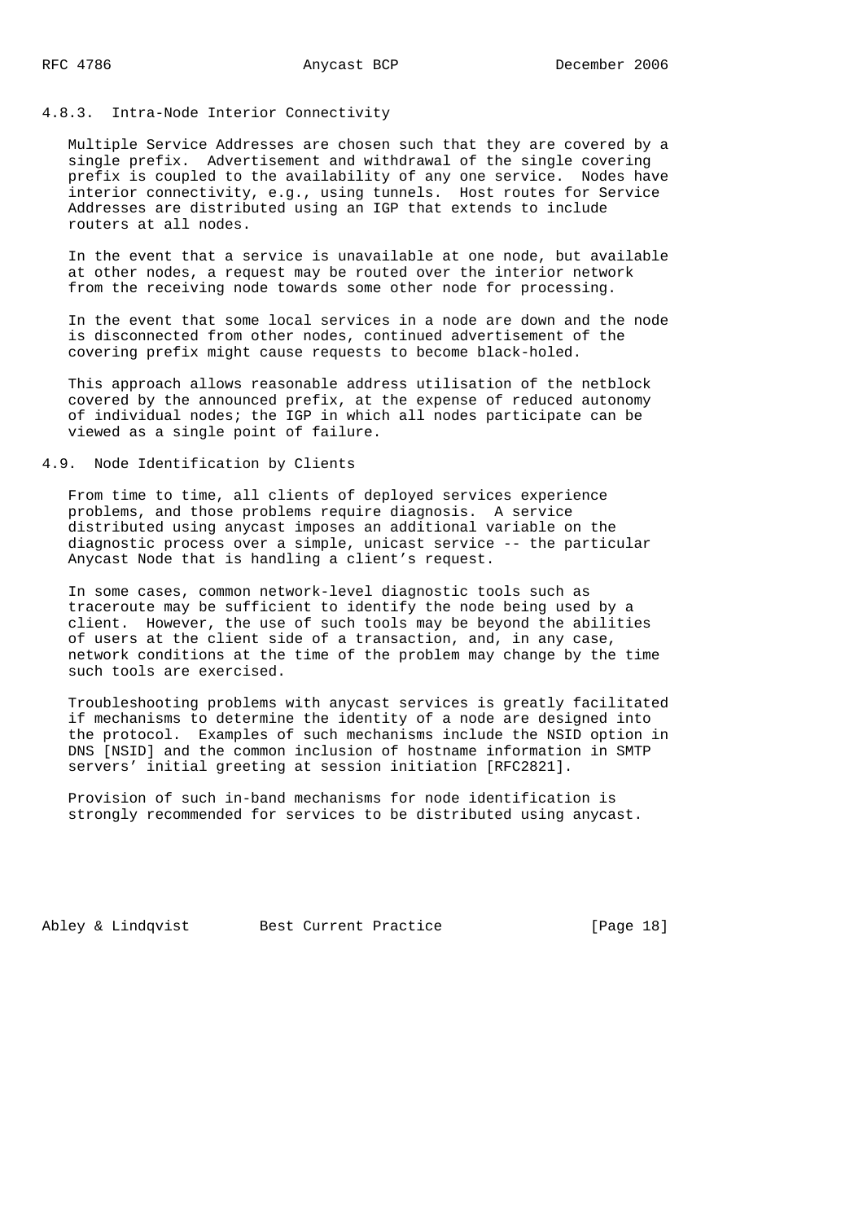#### 4.8.3. Intra-Node Interior Connectivity

Multiple Service Addresses are chosen such that they are covered by a single prefix. Advertisement and withdrawal of the single covering prefix is coupled to the availability of any one service. Nodes have interior connectivity, e.g., using tunnels. Host routes for Service Addresses are distributed using an IGP that extends to include routers at all nodes.

In the event that a service is unavailable at one node, but available at other nodes, a request may be routed over the interior network from the receiving node towards some other node for processing.

In the event that some local services in a node are down and the node is disconnected from other nodes, continued advertisement of the covering prefix might cause requests to become black-holed.

This approach allows reasonable address utilisation of the netblock covered by the announced prefix, at the expense of reduced autonomy of individual nodes; the IGP in which all nodes participate can be viewed as a single point of failure.

### 4.9. Node Identification by Clients

From time to time, all clients of deployed services experience problems, and those problems require diagnosis. A service distributed using anycast imposes an additional variable on the diagnostic process over a simple, unicast service -- the particular Anycast Node that is handling a client's request.

In some cases, common network-level diagnostic tools such as traceroute may be sufficient to identify the node being used by a client. However, the use of such tools may be beyond the abilities of users at the client side of a transaction, and, in any case, network conditions at the time of the problem may change by the time such tools are exercised.

Troubleshooting problems with anycast services is greatly facilitated if mechanisms to determine the identity of a node are designed into the protocol. Examples of such mechanisms include the NSID option in DNS [NSID] and the common inclusion of hostname information in SMTP servers' initial greeting at session initiation [RFC2821].

Provision of such in-band mechanisms for node identification is strongly recommended for services to be distributed using anycast.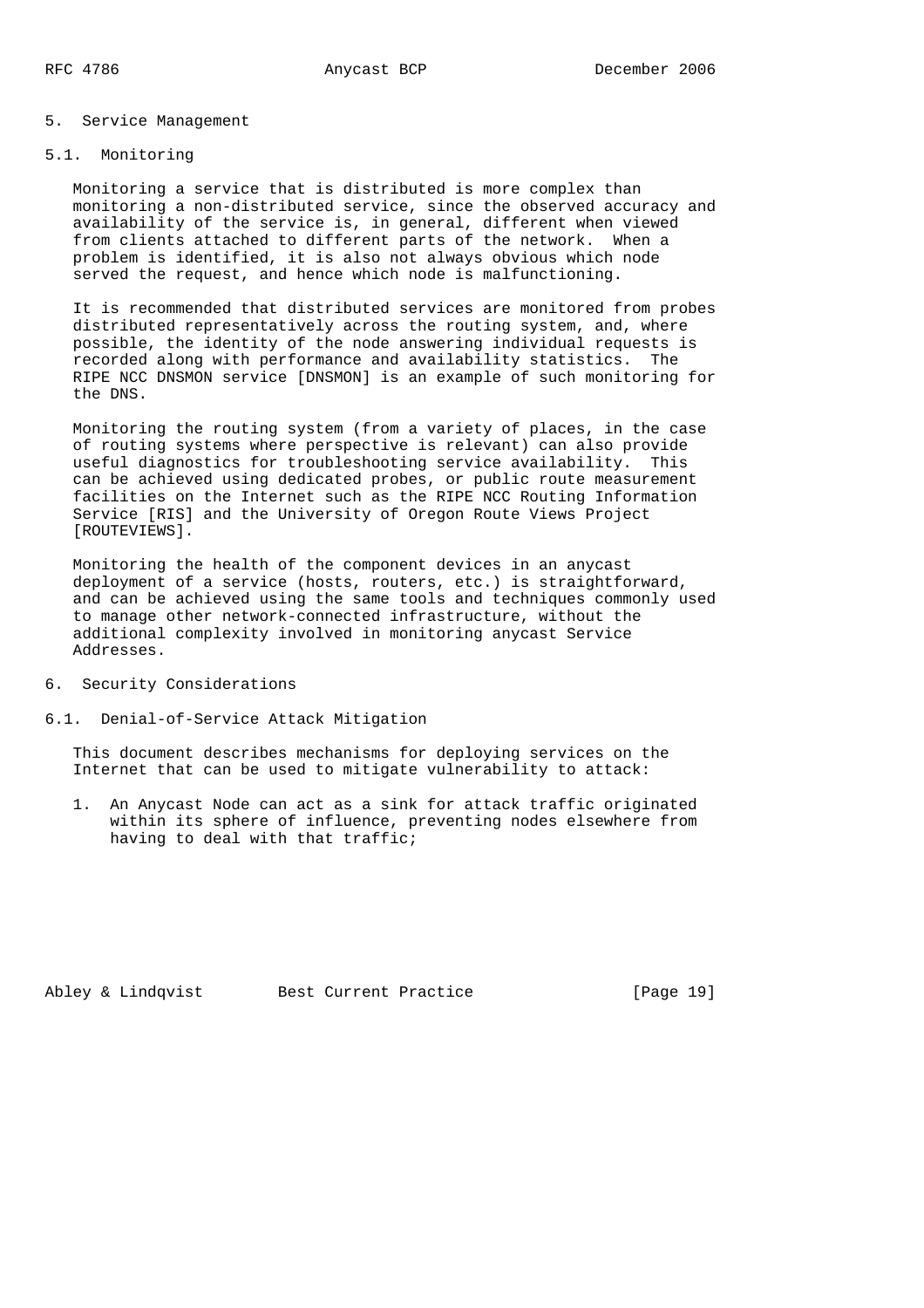## 5. Service Management

### 5.1. Monitoring

Monitoring a service that is distributed is more complex than monitoring a non-distributed service, since the observed accuracy and availability of the service is, in general, different when viewed from clients attached to different parts of the network. When a problem is identified, it is also not always obvious which node served the request, and hence which node is malfunctioning.

It is recommended that distributed services are monitored from probes distributed representatively across the routing system, and, where possible, the identity of the node answering individual requests is recorded along with performance and availability statistics. The RIPE NCC DNSMON service [DNSMON] is an example of such monitoring for the DNS.

Monitoring the routing system (from a variety of places, in the case of routing systems where perspective is relevant) can also provide useful diagnostics for troubleshooting service availability. This can be achieved using dedicated probes, or public route measurement facilities on the Internet such as the RIPE NCC Routing Information Service [RIS] and the University of Oregon Route Views Project [ROUTEVIEWS].

Monitoring the health of the component devices in an anycast deployment of a service (hosts, routers, etc.) is straightforward, and can be achieved using the same tools and techniques commonly used to manage other network-connected infrastructure, without the additional complexity involved in monitoring anycast Service Addresses.

## 6. Security Considerations

### 6.1. Denial-of-Service Attack Mitigation

This document describes mechanisms for deploying services on the Internet that can be used to mitigate vulnerability to attack:

1. An Anycast Node can act as a sink for attack traffic originated within its sphere of influence, preventing nodes elsewhere from having to deal with that traffic;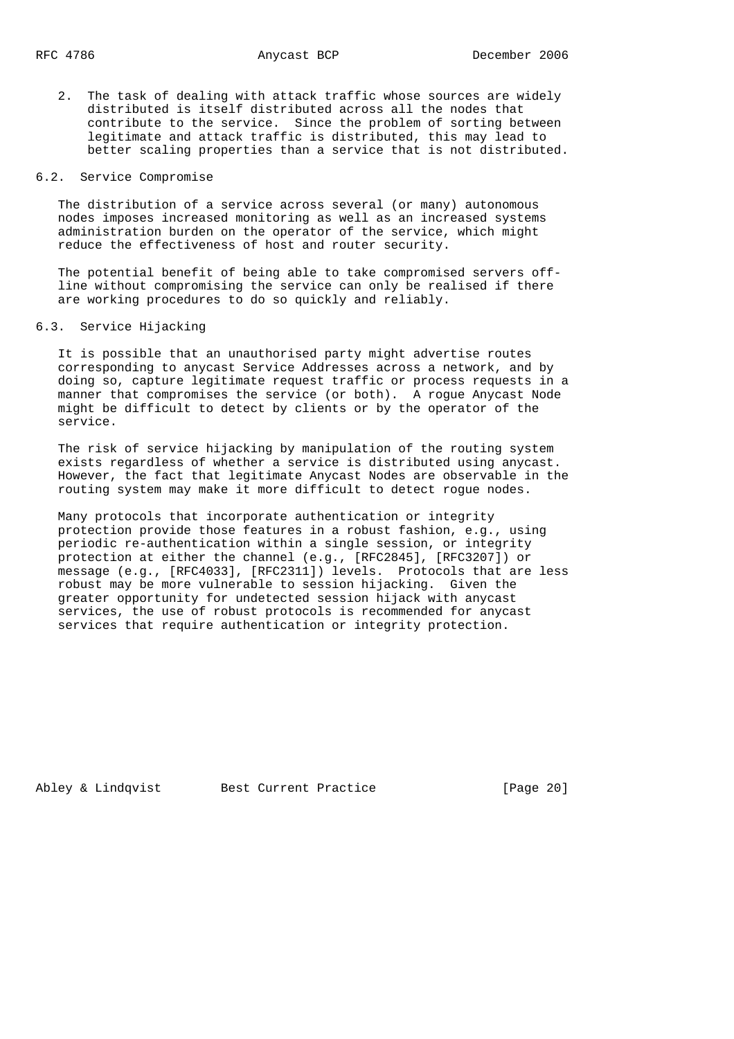2. The task of dealing with attack traffic whose sources are widely distributed is itself distributed across all the nodes that contribute to the service. Since the problem of sorting between legitimate and attack traffic is distributed, this may lead to better scaling properties than a service that is not distributed.

### 6.2. Service Compromise

The distribution of a service across several (or many) autonomous nodes imposes increased monitoring as well as an increased systems administration burden on the operator of the service, which might reduce the effectiveness of host and router security.

The potential benefit of being able to take compromised servers off-line without compromising the service can only be realised if there are working procedures to do so quickly and reliably.

### 6.3. Service Hijacking

It is possible that an unauthorised party might advertise routes corresponding to anycast Service Addresses across a network, and by doing so, capture legitimate request traffic or process requests in a manner that compromises the service (or both). A rogue Anycast Node might be difficult to detect by clients or by the operator of the service.

The risk of service hijacking by manipulation of the routing system exists regardless of whether a service is distributed using anycast. However, the fact that legitimate Anycast Nodes are observable in the routing system may make it more difficult to detect rogue nodes.

Many protocols that incorporate authentication or integrity protection provide those features in a robust fashion, e.g., using periodic re-authentication within a single session, or integrity protection at either the channel (e.g., [RFC2845], [RFC3207]) or message (e.g., [RFC4033], [RFC2311]) levels. Protocols that are less robust may be more vulnerable to session hijacking. Given the greater opportunity for undetected session hijack with anycast services, the use of robust protocols is recommended for anycast services that require authentication or integrity protection.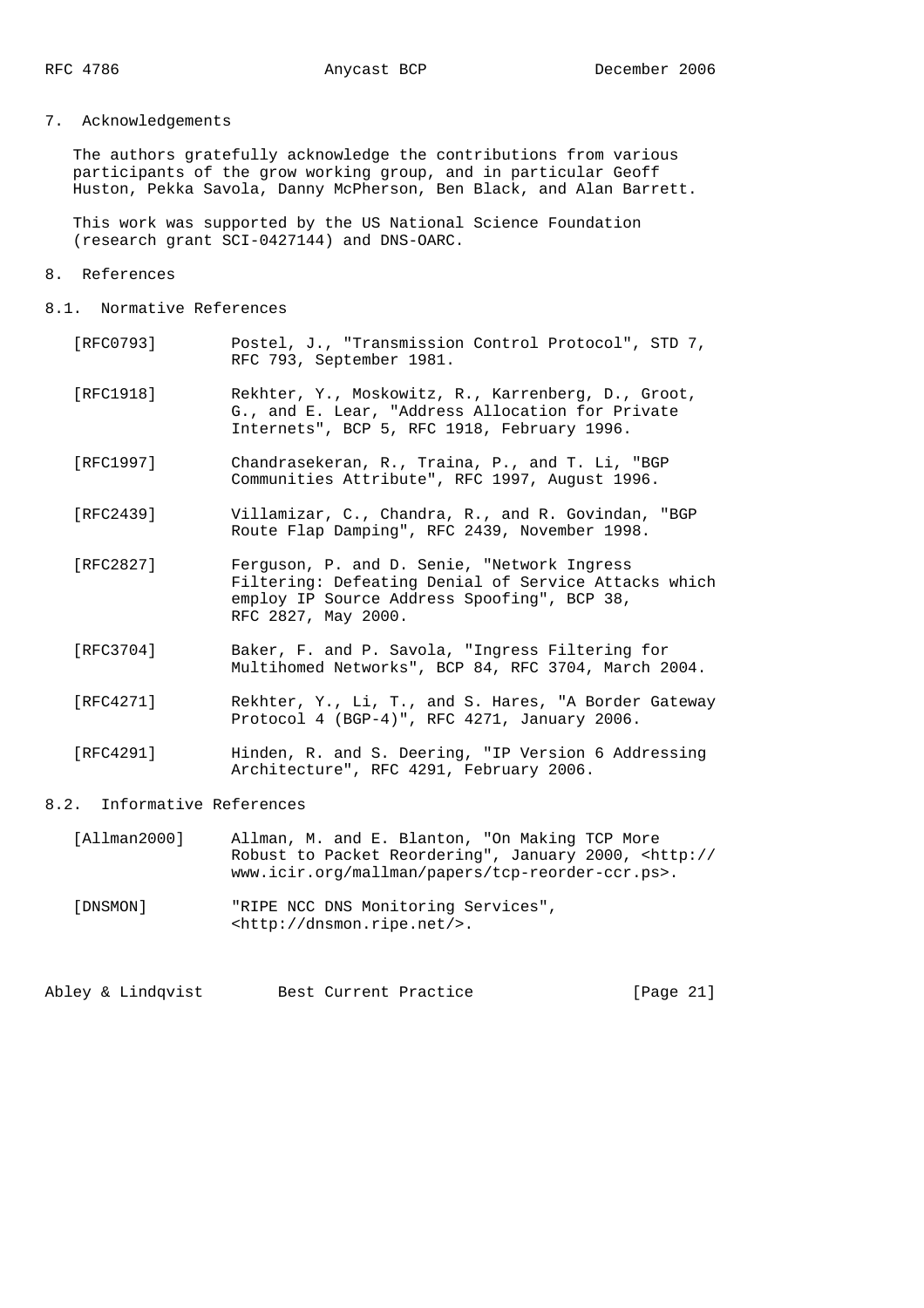## 7. Acknowledgements

The authors gratefully acknowledge the contributions from various participants of the grow working group, and in particular Geoff Huston, Pekka Savola, Danny McPherson, Ben Black, and Alan Barrett.

This work was supported by the US National Science Foundation (research grant SCI-0427144) and DNS-OARC.

## 8. References

### 8.1. Normative References

[RFC0793] Postel, J., "Transmission Control Protocol", STD 7, RFC 793, September 1981.

[RFC1918] Rekhter, Y., Moskowitz, R., Karrenberg, D., Groot, G., and E. Lear, "Address Allocation for Private Internets", BCP 5, RFC 1918, February 1996.

[RFC1997] Chandrasekeran, R., Traina, P., and T. Li, "BGP Communities Attribute", RFC 1997, August 1996.

[RFC2439] Villamizar, C., Chandra, R., and R. Govindan, "BGP Route Flap Damping", RFC 2439, November 1998.

[RFC2827] Ferguson, P. and D. Senie, "Network Ingress Filtering: Defeating Denial of Service Attacks which employ IP Source Address Spoofing", BCP 38, RFC 2827, May 2000.

[RFC3704] Baker, F. and P. Savola, "Ingress Filtering for Multihomed Networks", BCP 84, RFC 3704, March 2004.

[RFC4271] Rekhter, Y., Li, T., and S. Hares, "A Border Gateway Protocol 4 (BGP-4)", RFC 4271, January 2006.

[RFC4291] Hinden, R. and S. Deering, "IP Version 6 Addressing Architecture", RFC 4291, February 2006.

### 8.2. Informative References

[Allman2000] Allman, M. and E. Blanton, "On Making TCP More Robust to Packet Reordering", January 2000, <http://www.icir.org/mallman/papers/tcp-reorder-ccr.ps>.

[DNSMON] "RIPE NCC DNS Monitoring Services", <http://dnsmon.ripe.net/>.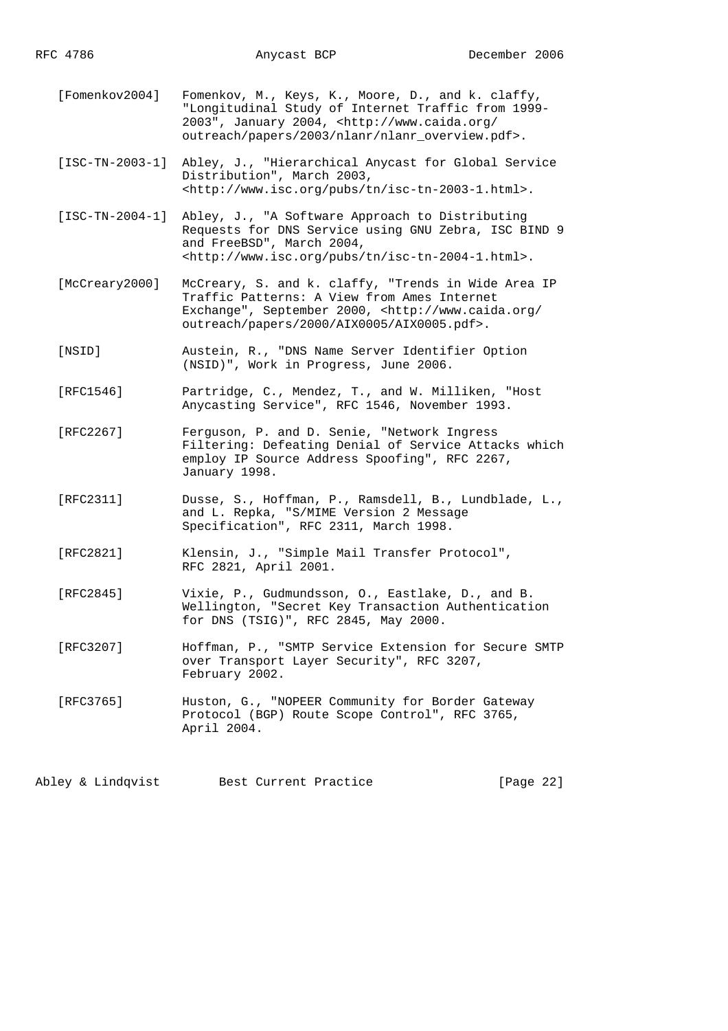[Fomenkov2004] Fomenkov, M., Keys, K., Moore, D., and k. claffy, "Longitudinal Study of Internet Traffic from 1999-2003", January 2004, <http://www.caida.org/outreach/papers/2003/nlanr/nlanr_overview.pdf>.

[ISC-TN-2003-1] Abley, J., "Hierarchical Anycast for Global Service Distribution", March 2003, <http://www.isc.org/pubs/tn/isc-tn-2003-1.html>.

[ISC-TN-2004-1] Abley, J., "A Software Approach to Distributing Requests for DNS Service using GNU Zebra, ISC BIND 9 and FreeBSD", March 2004, <http://www.isc.org/pubs/tn/isc-tn-2004-1.html>.

[McCreary2000] McCreary, S. and k. claffy, "Trends in Wide Area IP Traffic Patterns: A View from Ames Internet Exchange", September 2000, <http://www.caida.org/outreach/papers/2000/AIX0005/AIX0005.pdf>.

[NSID] Austein, R., "DNS Name Server Identifier Option (NSID)", Work in Progress, June 2006.

[RFC1546] Partridge, C., Mendez, T., and W. Milliken, "Host Anycasting Service", RFC 1546, November 1993.

[RFC2267] Ferguson, P. and D. Senie, "Network Ingress Filtering: Defeating Denial of Service Attacks which employ IP Source Address Spoofing", RFC 2267, January 1998.

[RFC2311] Dusse, S., Hoffman, P., Ramsdell, B., Lundblade, L., and L. Repka, "S/MIME Version 2 Message Specification", RFC 2311, March 1998.

[RFC2821] Klensin, J., "Simple Mail Transfer Protocol", RFC 2821, April 2001.

[RFC2845] Vixie, P., Gudmundsson, O., Eastlake, D., and B. Wellington, "Secret Key Transaction Authentication for DNS (TSIG)", RFC 2845, May 2000.

[RFC3207] Hoffman, P., "SMTP Service Extension for Secure SMTP over Transport Layer Security", RFC 3207, February 2002.

[RFC3765] Huston, G., "NOPEER Community for Border Gateway Protocol (BGP) Route Scope Control", RFC 3765, April 2004.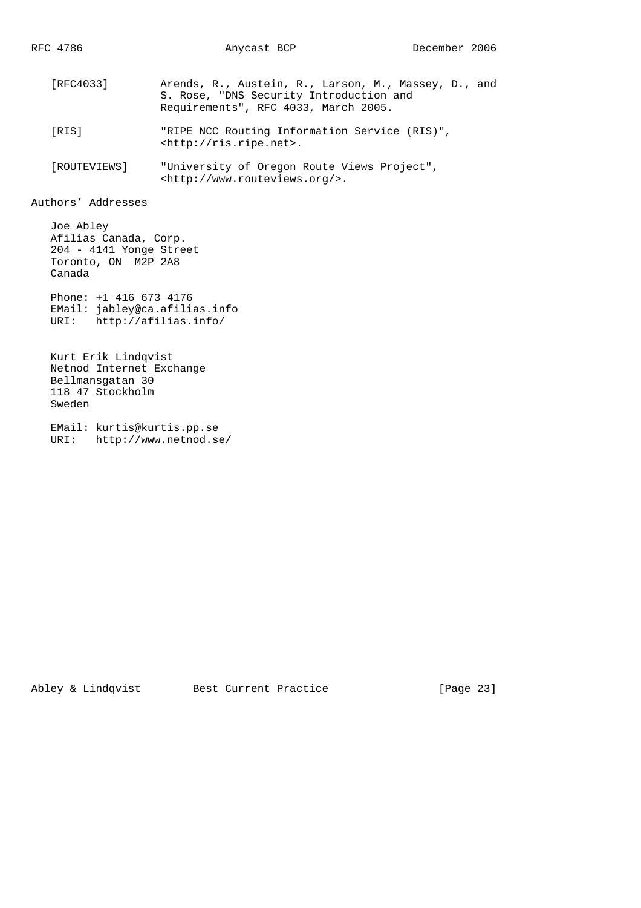[RFC4033] Arends, R., Austein, R., Larson, M., Massey, D., and S. Rose, "DNS Security Introduction and Requirements", RFC 4033, March 2005.

[RIS] "RIPE NCC Routing Information Service (RIS)", <http://ris.ripe.net>.

[ROUTEVIEWS] "University of Oregon Route Views Project", <http://www.routeviews.org/>.

## Authors' Addresses

Joe Abley
Afilias Canada, Corp.
204 - 4141 Yonge Street
Toronto, ON  M2P 2A8
Canada

Phone: +1 416 673 4176
EMail: jabley@ca.afilias.info
URI:   http://afilias.info/

Kurt Erik Lindqvist
Netnod Internet Exchange
Bellmansgatan 30
118 47 Stockholm
Sweden

EMail: kurtis@kurtis.pp.se
URI:   http://www.netnod.se/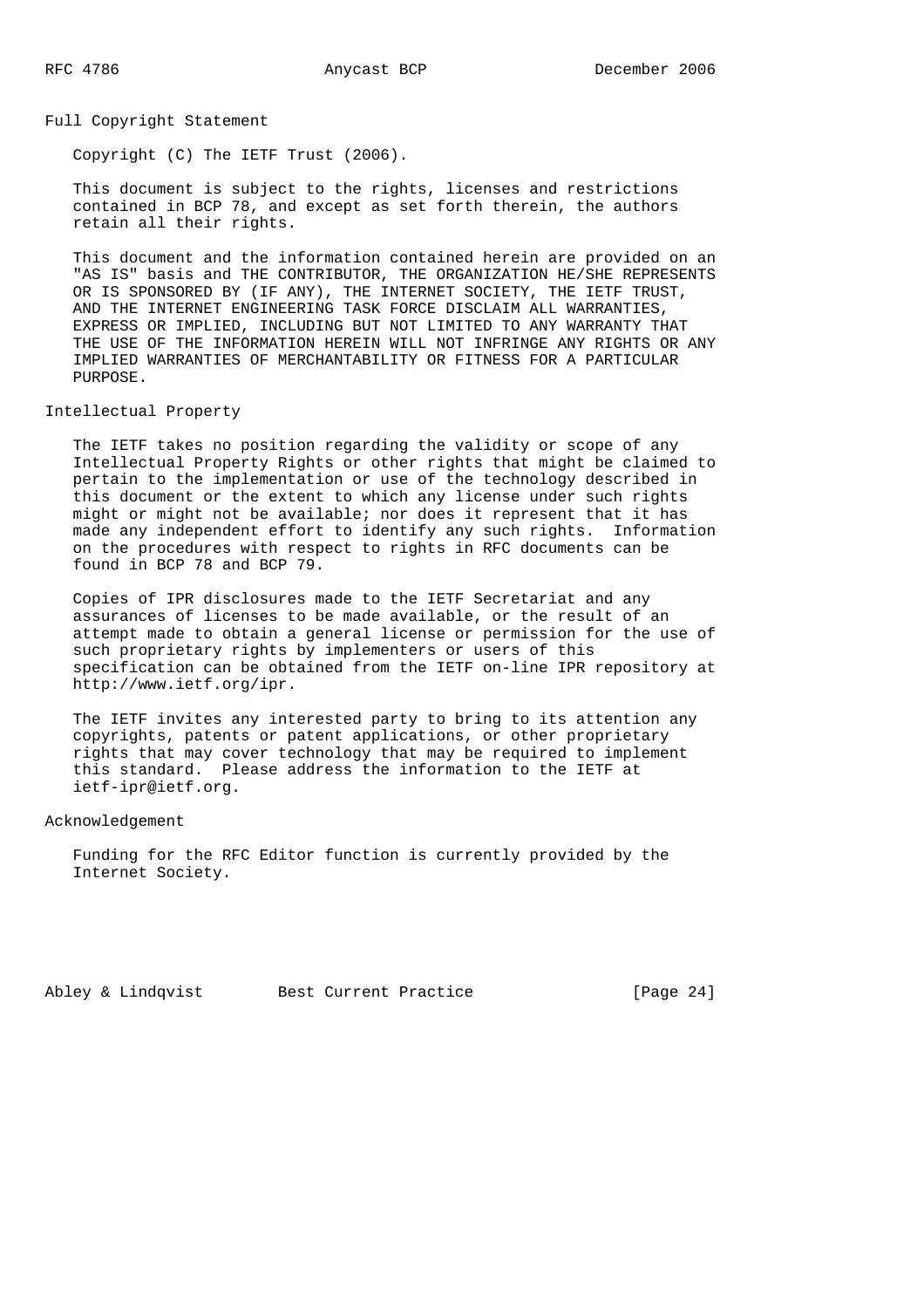## Full Copyright Statement

Copyright (C) The IETF Trust (2006).

This document is subject to the rights, licenses and restrictions contained in BCP 78, and except as set forth therein, the authors retain all their rights.

This document and the information contained herein are provided on an "AS IS" basis and THE CONTRIBUTOR, THE ORGANIZATION HE/SHE REPRESENTS OR IS SPONSORED BY (IF ANY), THE INTERNET SOCIETY, THE IETF TRUST, AND THE INTERNET ENGINEERING TASK FORCE DISCLAIM ALL WARRANTIES, EXPRESS OR IMPLIED, INCLUDING BUT NOT LIMITED TO ANY WARRANTY THAT THE USE OF THE INFORMATION HEREIN WILL NOT INFRINGE ANY RIGHTS OR ANY IMPLIED WARRANTIES OF MERCHANTABILITY OR FITNESS FOR A PARTICULAR PURPOSE.

## Intellectual Property

The IETF takes no position regarding the validity or scope of any Intellectual Property Rights or other rights that might be claimed to pertain to the implementation or use of the technology described in this document or the extent to which any license under such rights might or might not be available; nor does it represent that it has made any independent effort to identify any such rights. Information on the procedures with respect to rights in RFC documents can be found in BCP 78 and BCP 79.

Copies of IPR disclosures made to the IETF Secretariat and any assurances of licenses to be made available, or the result of an attempt made to obtain a general license or permission for the use of such proprietary rights by implementers or users of this specification can be obtained from the IETF on-line IPR repository at http://www.ietf.org/ipr.

The IETF invites any interested party to bring to its attention any copyrights, patents or patent applications, or other proprietary rights that may cover technology that may be required to implement this standard. Please address the information to the IETF at ietf-ipr@ietf.org.

## Acknowledgement

Funding for the RFC Editor function is currently provided by the Internet Society.